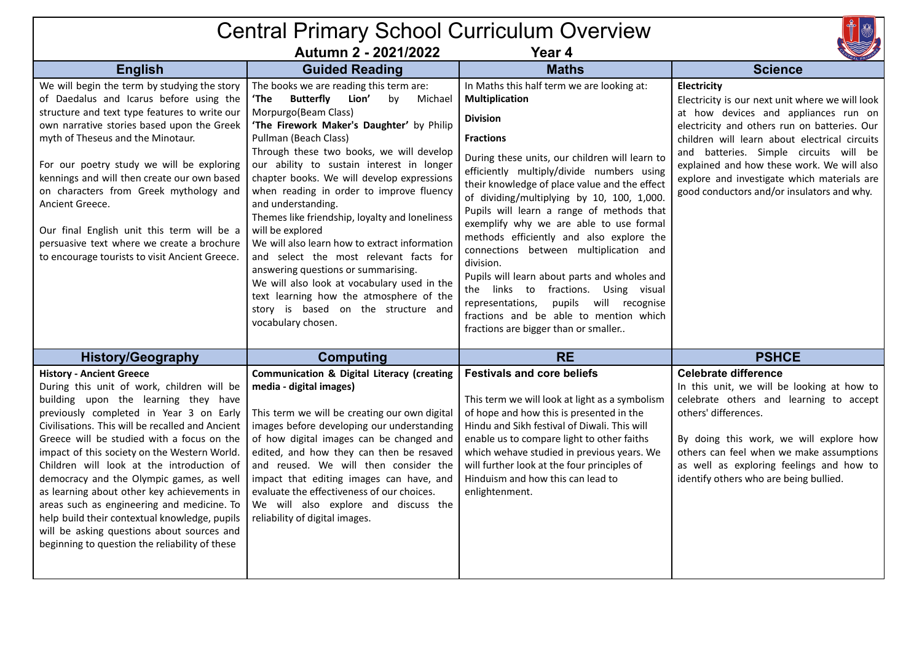# Central Primary School Curriculum Overview

**Autumn 2 - 2021/2022** **Year 4**

## English

We will begin the term by studying the story of Daedalus and Icarus before using the structure and text type features to write our own narrative stories based upon the Greek myth of Theseus and the Minotaur.

For our poetry study we will be exploring kennings and will then create our own based on characters from Greek mythology and Ancient Greece.

Our final English unit this term will be a persuasive text where we create a brochure to encourage tourists to visit Ancient Greece.

## Guided Reading

The books we are reading this term are:
**'The Butterfly Lion'** by Michael Morpurgo(Beam Class)
**'The Firework Maker's Daughter'** by Philip Pullman (Beach Class)
Through these two books, we will develop our ability to sustain interest in longer chapter books. We will develop expressions when reading in order to improve fluency and understanding.
Themes like friendship, loyalty and loneliness will be explored
We will also learn how to extract information and select the most relevant facts for answering questions or summarising.
We will also look at vocabulary used in the text learning how the atmosphere of the story is based on the structure and vocabulary chosen.

## Maths

In Maths this half term we are looking at:
**Multiplication**

**Division**

**Fractions**

During these units, our children will learn to efficiently multiply/divide numbers using their knowledge of place value and the effect of dividing/multiplying by 10, 100, 1,000. Pupils will learn a range of methods that exemplify why we are able to use formal methods efficiently and also explore the connections between multiplication and division.
Pupils will learn about parts and wholes and the links to fractions. Using visual representations, pupils will recognise fractions and be able to mention which fractions are bigger than or smaller..

## Science

**Electricity**
Electricity is our next unit where we will look at how devices and appliances run on electricity and others run on batteries. Our children will learn about electrical circuits and batteries. Simple circuits will be explained and how these work. We will also explore and investigate which materials are good conductors and/or insulators and why.

## History/Geography

**History - Ancient Greece**
During this unit of work, children will be building upon the learning they have previously completed in Year 3 on Early Civilisations. This will be recalled and Ancient Greece will be studied with a focus on the impact of this society on the Western World. Children will look at the introduction of democracy and the Olympic games, as well as learning about other key achievements in areas such as engineering and medicine. To help build their contextual knowledge, pupils will be asking questions about sources and beginning to question the reliability of these

## Computing

**Communication & Digital Literacy (creating media - digital images)**

This term we will be creating our own digital images before developing our understanding of how digital images can be changed and edited, and how they can then be resaved and reused. We will then consider the impact that editing images can have, and evaluate the effectiveness of our choices.
We will also explore and discuss the reliability of digital images.

## RE

**Festivals and core beliefs**

This term we will look at light as a symbolism of hope and how this is presented in the Hindu and Sikh festival of Diwali. This will enable us to compare light to other faiths which wehave studied in previous years. We will further look at the four principles of Hinduism and how this can lead to enlightenment.

## PSHCE

**Celebrate difference**
In this unit, we will be looking at how to celebrate others and learning to accept others' differences.

By doing this work, we will explore how others can feel when we make assumptions as well as exploring feelings and how to identify others who are being bullied.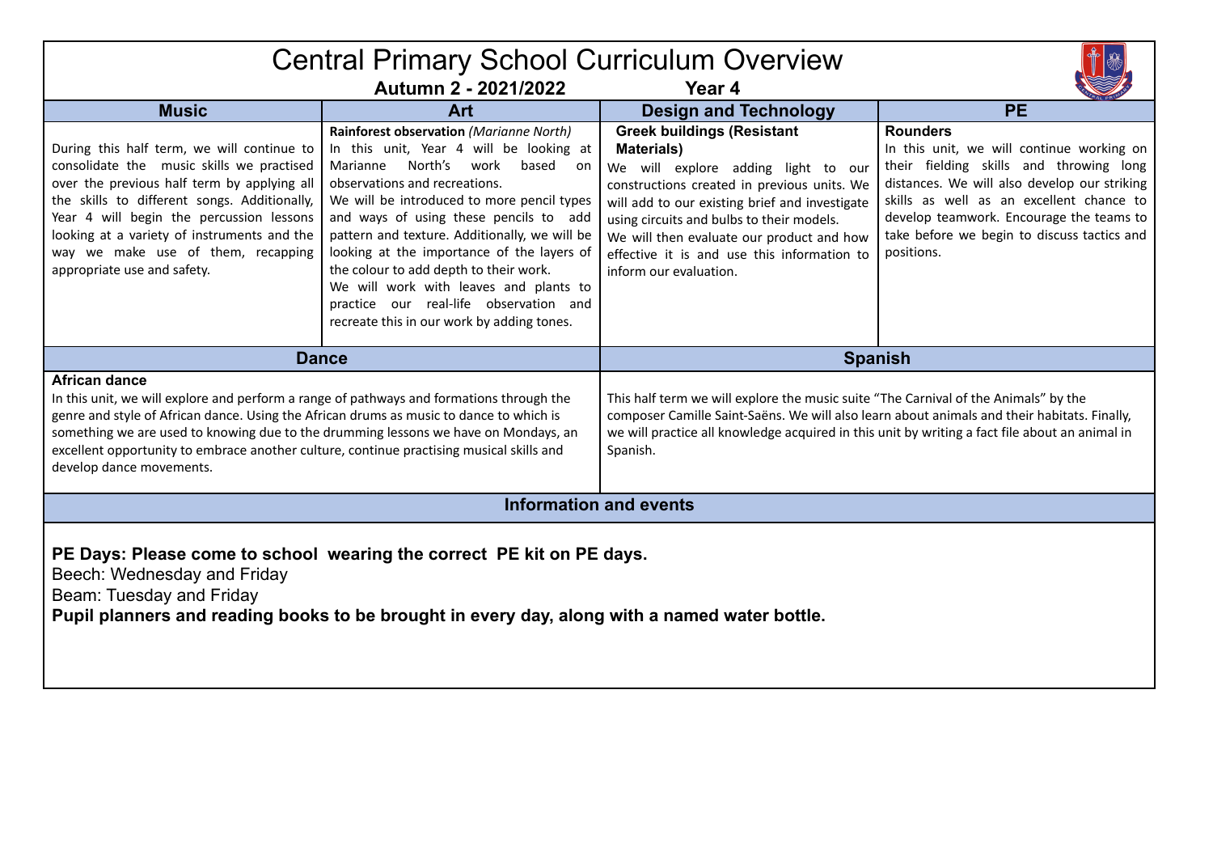# Central Primary School Curriculum Overview

**Autumn 2 - 2021/2022** **Year 4**

| Music | Art | Design and Technology | PE |
|---|---|---|---|
| During this half term, we will continue to consolidate the music skills we practised over the previous half term by applying all the skills to different songs. Additionally, Year 4 will begin the percussion lessons looking at a variety of instruments and the way we make use of them, recapping appropriate use and safety. | **Rainforest observation** *(Marianne North)* In this unit, Year 4 will be looking at Marianne North's work based on observations and recreations. We will be introduced to more pencil types and ways of using these pencils to add pattern and texture. Additionally, we will be looking at the importance of the layers of the colour to add depth to their work. We will work with leaves and plants to practice our real-life observation and recreate this in our work by adding tones. | **Greek buildings (Resistant Materials)** We will explore adding light to our constructions created in previous units. We will add to our existing brief and investigate using circuits and bulbs to their models. We will then evaluate our product and how effective it is and use this information to inform our evaluation. | **Rounders** In this unit, we will continue working on their fielding skills and throwing long distances. We will also develop our striking skills as well as an excellent chance to develop teamwork. Encourage the teams to take before we begin to discuss tactics and positions. |

| Dance | Spanish |
|---|---|
| **African dance** In this unit, we will explore and perform a range of pathways and formations through the genre and style of African dance. Using the African drums as music to dance to which is something we are used to knowing due to the drumming lessons we have on Mondays, an excellent opportunity to embrace another culture, continue practising musical skills and develop dance movements. | This half term we will explore the music suite "The Carnival of the Animals" by the composer Camille Saint-Saëns. We will also learn about animals and their habitats. Finally, we will practice all knowledge acquired in this unit by writing a fact file about an animal in Spanish. |

## Information and events

**PE Days: Please come to school wearing the correct PE kit on PE days.**

Beech: Wednesday and Friday

Beam: Tuesday and Friday

**Pupil planners and reading books to be brought in every day, along with a named water bottle.**